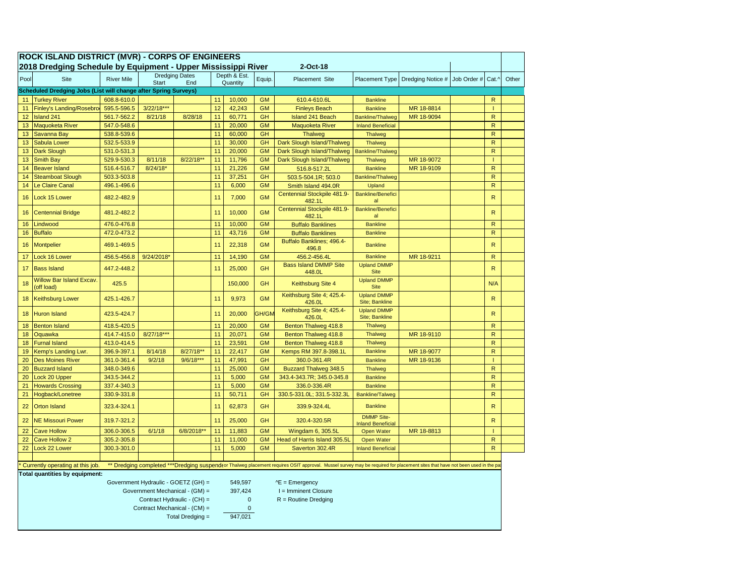# ROCK ISLAND DISTRICT (MVR) - CORPS OF ENGINEERS

## 2018 Dredging Schedule by Equipment - Upper Mississippi River

2-Oct-18

| Pool | Site | River Mile | Dredging Dates Start | Dredging Dates End | Depth & Est. Quantity | | Equip. | Placement Site | Placement Type | Dredging Notice # | Job Order # | Cat.^ | Other |
|---|---|---|---|---|---|---|---|---|---|---|---|---|---|
| **Scheduled Dredging Jobs (List will change after Spring Surveys)** | | | | | | | | | | | | | |
| 11 | Turkey River | 608.8-610.0 | | | 11 | 10,000 | GM | 610.4-610.6L | Bankline | | | R | |
| 11 | Finley's Landing/Rosebro | 595.5-596.5 | 3/22/18*** | | 12 | 42,243 | GM | Finleys Beach | Bankline | MR 18-8814 | | I | |
| 12 | Island 241 | 561.7-562.2 | 8/21/18 | 8/28/18 | 11 | 60,771 | GH | Island 241 Beach | Bankline/Thalweg | MR 18-9094 | | R | |
| 13 | Maquoketa River | 547.0-548.6 | | | 11 | 20,000 | GM | Maquoketa River | Inland Beneficial | | | R | |
| 13 | Savanna Bay | 538.8-539.6 | | | 11 | 60,000 | GH | Thalweg | Thalweg | | | R | |
| 13 | Sabula Lower | 532.5-533.9 | | | 11 | 30,000 | GH | Dark Slough Island/Thalweg | Thalweg | | | R | |
| 13 | Dark Slough | 531.0-531.3 | | | 11 | 20,000 | GM | Dark Slough Island/Thalweg | Bankline/Thalweg | | | R | |
| 13 | Smith Bay | 529.9-530.3 | 8/11/18 | 8/22/18** | 11 | 11,796 | GM | Dark Slough Island/Thalweg | Thalweg | MR 18-9072 | | I | |
| 14 | Beaver Island | 516.4-516.7 | 8/24/18* | | 11 | 21,226 | GM | 516.8-517.2L | Bankline | MR 18-9109 | | R | |
| 14 | Steamboat Slough | 503.3-503.8 | | | 11 | 37,251 | GH | 503.5-504.1R; 503.0 | Bankline/Thalweg | | | R | |
| 14 | Le Claire Canal | 496.1-496.6 | | | 11 | 6,000 | GM | Smith Island 494.0R | Upland | | | R | |
| 16 | Lock 15 Lower | 482.2-482.9 | | | 11 | 7,000 | GM | Centennial Stockpile 481.9-482.1L | Bankline/Beneficial | | | R | |
| 16 | Centennial Bridge | 481.2-482.2 | | | 11 | 10,000 | GM | Centennial Stockpile 481.9-482.1L | Bankline/Beneficial | | | R | |
| 16 | Lindwood | 476.0-476.8 | | | 11 | 10,000 | GM | Buffalo Banklines | Bankline | | | R | |
| 16 | Buffalo | 472.0-473.2 | | | 11 | 43,716 | GM | Buffalo Banklines | Bankline | | | R | |
| 16 | Montpelier | 469.1-469.5 | | | 11 | 22,318 | GM | Buffalo Banklines; 496.4-496.8 | Bankline | | | R | |
| 17 | Lock 16 Lower | 456.5-456.8 | 9/24/2018* | | 11 | 14,190 | GM | 456.2-456.4L | Bankline | MR 18-9211 | | R | |
| 17 | Bass Island | 447.2-448.2 | | | 11 | 25,000 | GH | Bass Island DMMP Site 448.0L | Upland DMMP Site | | | R | |
| 18 | Willow Bar Island Excav. (off load) | 425.5 | | | | 150,000 | GH | Keithsburg Site 4 | Upland DMMP Site | | | N/A | |
| 18 | Keithsburg Lower | 425.1-426.7 | | | 11 | 9,973 | GM | Keithsburg Site 4; 425.4-426.0L | Upland DMMP Site; Bankline | | | R | |
| 18 | Huron Island | 423.5-424.7 | | | 11 | 20,000 | GH/GM | Keithsburg Site 4; 425.4-426.0L | Upland DMMP Site; Bankline | | | R | |
| 18 | Benton Island | 418.5-420.5 | | | 11 | 20,000 | GM | Benton Thalweg 418.8 | Thalweg | | | R | |
| 18 | Oquawka | 414.7-415.0 | 8/27/18*** | | 11 | 20,071 | GM | Benton Thalweg 418.8 | Thalweg | MR 18-9110 | | R | |
| 18 | Furnal Island | 413.0-414.5 | | | 11 | 23,591 | GM | Benton Thalweg 418.8 | Thalweg | | | R | |
| 19 | Kemp's Landing Lwr. | 396.9-397.1 | 8/14/18 | 8/27/18** | 11 | 22,417 | GM | Kemps RM 397.8-398.1L | Bankline | MR 18-9077 | | R | |
| 20 | Des Moines River | 361.0-361.4 | 9/2/18 | 9/6/18*** | 11 | 47,991 | GH | 360.0-361.4R | Bankline | MR 18-9136 | | I | |
| 20 | Buzzard Island | 348.0-349.6 | | | 11 | 25,000 | GM | Buzzard Thalweg 348.5 | Thalweg | | | R | |
| 20 | Lock 20 Upper | 343.5-344.2 | | | 11 | 5,000 | GM | 343.4-343.7R; 345.0-345.8 | Bankline | | | R | |
| 21 | Howards Crossing | 337.4-340.3 | | | 11 | 5,000 | GM | 336.0-336.4R | Bankline | | | R | |
| 21 | Hogback/Lonetree | 330.9-331.8 | | | 11 | 50,711 | GH | 330.5-331.0L; 331.5-332.3L | Bankline/Talweg | | | R | |
| 22 | Orton Island | 323.4-324.1 | | | 11 | 62,873 | GH | 339.9-324.4L | Bankline | | | R | |
| 22 | NE Missouri Power | 319.7-321.2 | | | 11 | 25,000 | GH | 320.4-320.5R | DMMP Site-Inland Beneficial | | | R | |
| 22 | Cave Hollow | 306.0-306.5 | 6/1/18 | 6/8/2018** | 11 | 11,883 | GM | Wingdam 6, 305.5L | Open Water | MR 18-8813 | | I | |
| 22 | Cave Hollow 2 | 305.2-305.8 | | | 11 | 11,000 | GM | Head of Harris Island 305.5L | Open Water | | | R | |
| 22 | Lock 22 Lower | 300.3-301.0 | | | 11 | 5,000 | GM | Saverton 302.4R | Inland Beneficial | | | R | |

\* Currently operating at this job. ** Dredging completed ***Dredging suspended or Thalweg placement requires OSIT approval. Mussel survey may be required for placement sites that have not been used in the pa

**Total quantities by equipment:**

| | |
|---|---|
| Government Hydraulic - GOETZ (GH) = | 549,597 |
| Government Mechanical - (GM) = | 397,424 |
| Contract Hydraulic - (CH) = | 0 |
| Contract Mechanical - (CM) = | 0 |
| Total Dredging = | 947,021 |

^E = Emergency
I = Imminent Closure
R = Routine Dredging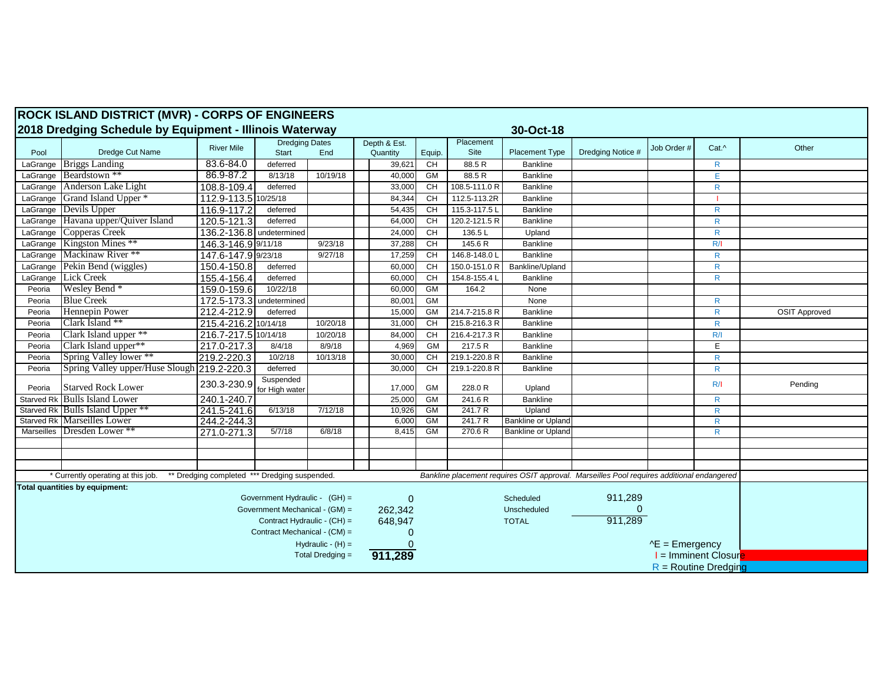# ROCK ISLAND DISTRICT (MVR) - CORPS OF ENGINEERS

## 2018 Dredging Schedule by Equipment - Illinois Waterway

**30-Oct-18**

| Pool | Dredge Cut Name | River Mile | Dredging Dates Start | Dredging Dates End | Depth & Est. Quantity | Equip. | Placement Site | Placement Type | Dredging Notice # | Job Order # | Cat.^ | Other |
|---|---|---|---|---|---|---|---|---|---|---|---|---|
| LaGrange | Briggs Landing | 83.6-84.0 | deferred | | 39,621 | CH | 88.5 R | Bankline | | | R | |
| LaGrange | Beardstown ** | 86.9-87.2 | 8/13/18 | 10/19/18 | 40,000 | GM | 88.5 R | Bankline | | | E | |
| LaGrange | Anderson Lake Light | 108.8-109.4 | deferred | | 33,000 | CH | 108.5-111.0 R | Bankline | | | R | |
| LaGrange | Grand Island Upper * | 112.9-113.5 | 10/25/18 | | 84,344 | CH | 112.5-113.2R | Bankline | | | I | |
| LaGrange | Devils Upper | 116.9-117.2 | deferred | | 54,435 | CH | 115.3-117.5 L | Bankline | | | R | |
| LaGrange | Havana upper/Quiver Island | 120.5-121.3 | deferred | | 64,000 | CH | 120.2-121.5 R | Bankline | | | R | |
| LaGrange | Copperas Creek | 136.2-136.8 | undetermined | | 24,000 | CH | 136.5 L | Upland | | | R | |
| LaGrange | Kingston Mines ** | 146.3-146.9 | 9/11/18 | 9/23/18 | 37,288 | CH | 145.6 R | Bankline | | | R/I | |
| LaGrange | Mackinaw River ** | 147.6-147.9 | 9/23/18 | 9/27/18 | 17,259 | CH | 146.8-148.0 L | Bankline | | | R | |
| LaGrange | Pekin Bend (wiggles) | 150.4-150.8 | deferred | | 60,000 | CH | 150.0-151.0 R | Bankline/Upland | | | R | |
| LaGrange | Lick Creek | 155.4-156.4 | deferred | | 60,000 | CH | 154.8-155.4 L | Bankline | | | R | |
| Peoria | Wesley Bend * | 159.0-159.6 | 10/22/18 | | 60,000 | GM | 164.2 | None | | | | |
| Peoria | Blue Creek | 172.5-173.3 | undetermined | | 80,001 | GM | | None | | | R | |
| Peoria | Hennepin Power | 212.4-212.9 | deferred | | 15,000 | GM | 214.7-215.8 R | Bankline | | | R | OSIT Approved |
| Peoria | Clark Island ** | 215.4-216.2 | 10/14/18 | 10/20/18 | 31,000 | CH | 215.8-216.3 R | Bankline | | | R | |
| Peoria | Clark Island upper ** | 216.7-217.5 | 10/14/18 | 10/20/18 | 84,000 | CH | 216.4-217.3 R | Bankline | | | R/I | |
| Peoria | Clark Island upper** | 217.0-217.3 | 8/4/18 | 8/9/18 | 4,969 | GM | 217.5 R | Bankline | | | E | |
| Peoria | Spring Valley lower ** | 219.2-220.3 | 10/2/18 | 10/13/18 | 30,000 | CH | 219.1-220.8 R | Bankline | | | R | |
| Peoria | Spring Valley upper/Huse Slough | 219.2-220.3 | deferred | | 30,000 | CH | 219.1-220.8 R | Bankline | | | R | |
| Peoria | Starved Rock Lower | 230.3-230.9 | Suspended for High water | | 17,000 | GM | 228.0 R | Upland | | | R/I | Pending |
| Starved Rk | Bulls Island Lower | 240.1-240.7 | | | 25,000 | GM | 241.6 R | Bankline | | | R | |
| Starved Rk | Bulls Island Upper ** | 241.5-241.6 | 6/13/18 | 7/12/18 | 10,926 | GM | 241.7 R | Upland | | | R | |
| Starved Rk | Marseilles Lower | 244.2-244.3 | | | 6,000 | GM | 241.7 R | Bankline or Upland | | | R | |
| Marseilles | Dresden Lower ** | 271.0-271.3 | 5/7/18 | 6/8/18 | 8,415 | GM | 270.6 R | Bankline or Upland | | | R | |

\* Currently operating at this job. ** Dredging completed *** Dredging suspended.

*Bankline placement requires OSIT approval. Marseilles Pool requires additional endangered*

**Total quantities by equipment:**

| | |
|---|---|
| Government Hydraulic - (GH) = | 0 |
| Government Mechanical - (GM) = | 262,342 |
| Contract Hydraulic - (CH) = | 648,947 |
| Contract Mechanical - (CM) = | 0 |
| Hydraulic - (H) = | 0 |
| Total Dredging = | **911,289** |

| | |
|---|---|
| Scheduled | 911,289 |
| Unscheduled | 0 |
| TOTAL | 911,289 |

^E = Emergency
I = Imminent Closure
R = Routine Dredging